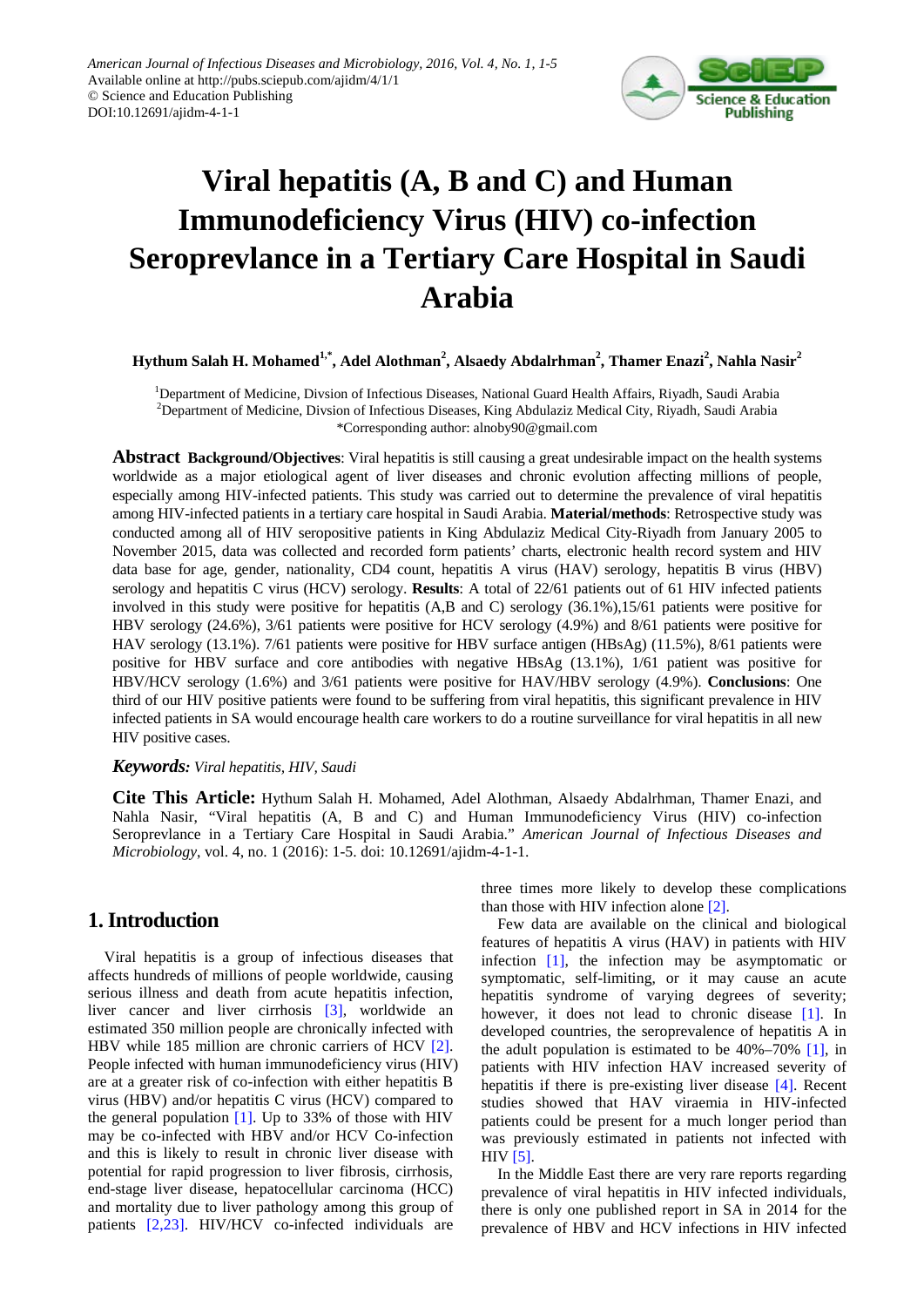# Viral hepatitis (A, B and C) and Human Immunodeficiency Virus (HIV) co-infection Seroprevlance in a Tertiary Care Hospital in Saudi Arabia

**Hythum Salah H. Mohamed[1,*], Adel Alothman[2], Alsaedy Abdalrhman[2], Thamer Enazi[2], Nahla Nasir[2]**

[1]Department of Medicine, Divsion of Infectious Diseases, National Guard Health Affairs, Riyadh, Saudi Arabia
[2]Department of Medicine, Divsion of Infectious Diseases, King Abdulaziz Medical City, Riyadh, Saudi Arabia
*Corresponding author: alnoby90@gmail.com

**Abstract** **Background/Objectives**: Viral hepatitis is still causing a great undesirable impact on the health systems worldwide as a major etiological agent of liver diseases and chronic evolution affecting millions of people, especially among HIV-infected patients. This study was carried out to determine the prevalence of viral hepatitis among HIV-infected patients in a tertiary care hospital in Saudi Arabia. **Material/methods**: Retrospective study was conducted among all of HIV seropositive patients in King Abdulaziz Medical City-Riyadh from January 2005 to November 2015, data was collected and recorded form patients' charts, electronic health record system and HIV data base for age, gender, nationality, CD4 count, hepatitis A virus (HAV) serology, hepatitis B virus (HBV) serology and hepatitis C virus (HCV) serology. **Results**: A total of 22/61 patients out of 61 HIV infected patients involved in this study were positive for hepatitis (A,B and C) serology (36.1%),15/61 patients were positive for HBV serology (24.6%), 3/61 patients were positive for HCV serology (4.9%) and 8/61 patients were positive for HAV serology (13.1%). 7/61 patients were positive for HBV surface antigen (HBsAg) (11.5%), 8/61 patients were positive for HBV surface and core antibodies with negative HBsAg (13.1%), 1/61 patient was positive for HBV/HCV serology (1.6%) and 3/61 patients were positive for HAV/HBV serology (4.9%). **Conclusions**: One third of our HIV positive patients were found to be suffering from viral hepatitis, this significant prevalence in HIV infected patients in SA would encourage health care workers to do a routine surveillance for viral hepatitis in all new HIV positive cases.

***Keywords:*** *Viral hepatitis, HIV, Saudi*

**Cite This Article:** Hythum Salah H. Mohamed, Adel Alothman, Alsaedy Abdalrhman, Thamer Enazi, and Nahla Nasir, "Viral hepatitis (A, B and C) and Human Immunodeficiency Virus (HIV) co-infection Seroprevlance in a Tertiary Care Hospital in Saudi Arabia." *American Journal of Infectious Diseases and Microbiology*, vol. 4, no. 1 (2016): 1-5. doi: 10.12691/ajidm-4-1-1.

## 1. Introduction

Viral hepatitis is a group of infectious diseases that affects hundreds of millions of people worldwide, causing serious illness and death from acute hepatitis infection, liver cancer and liver cirrhosis [3], worldwide an estimated 350 million people are chronically infected with HBV while 185 million are chronic carriers of HCV [2]. People infected with human immunodeficiency virus (HIV) are at a greater risk of co-infection with either hepatitis B virus (HBV) and/or hepatitis C virus (HCV) compared to the general population [1]. Up to 33% of those with HIV may be co-infected with HBV and/or HCV Co-infection and this is likely to result in chronic liver disease with potential for rapid progression to liver fibrosis, cirrhosis, end-stage liver disease, hepatocellular carcinoma (HCC) and mortality due to liver pathology among this group of patients [2,23]. HIV/HCV co-infected individuals are three times more likely to develop these complications than those with HIV infection alone [2].

Few data are available on the clinical and biological features of hepatitis A virus (HAV) in patients with HIV infection [1], the infection may be asymptomatic or symptomatic, self-limiting, or it may cause an acute hepatitis syndrome of varying degrees of severity; however, it does not lead to chronic disease [1]. In developed countries, the seroprevalence of hepatitis A in the adult population is estimated to be 40%–70% [1], in patients with HIV infection HAV increased severity of hepatitis if there is pre-existing liver disease [4]. Recent studies showed that HAV viraemia in HIV-infected patients could be present for a much longer period than was previously estimated in patients not infected with HIV [5].

In the Middle East there are very rare reports regarding prevalence of viral hepatitis in HIV infected individuals, there is only one published report in SA in 2014 for the prevalence of HBV and HCV infections in HIV infected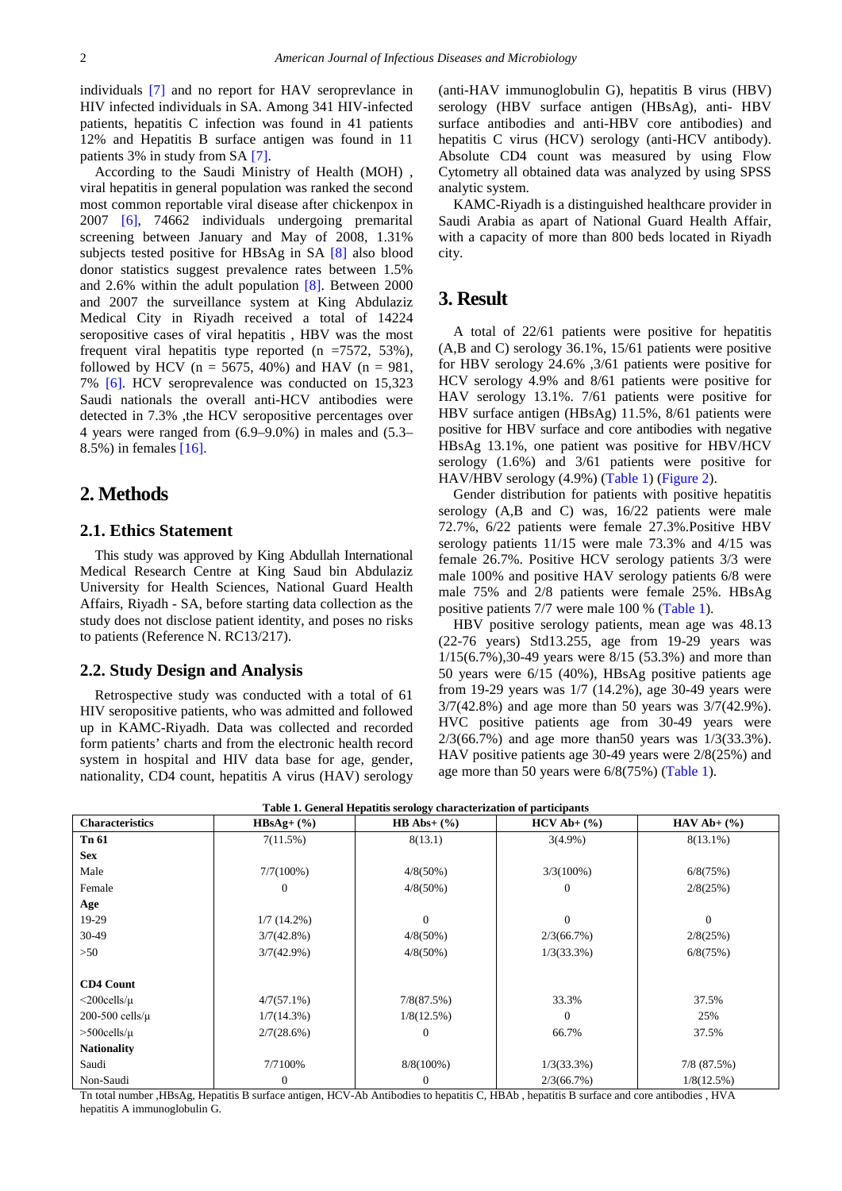individuals [7] and no report for HAV seroprevlance in HIV infected individuals in SA. Among 341 HIV-infected patients, hepatitis C infection was found in 41 patients 12% and Hepatitis B surface antigen was found in 11 patients 3% in study from SA [7].

According to the Saudi Ministry of Health (MOH) , viral hepatitis in general population was ranked the second most common reportable viral disease after chickenpox in 2007 [6], 74662 individuals undergoing premarital screening between January and May of 2008, 1.31% subjects tested positive for HBsAg in SA [8] also blood donor statistics suggest prevalence rates between 1.5% and 2.6% within the adult population [8]. Between 2000 and 2007 the surveillance system at King Abdulaziz Medical City in Riyadh received a total of 14224 seropositive cases of viral hepatitis , HBV was the most frequent viral hepatitis type reported (n =7572, 53%), followed by HCV (n = 5675, 40%) and HAV (n = 981, 7% [6]. HCV seroprevalence was conducted on 15,323 Saudi nationals the overall anti-HCV antibodies were detected in 7.3% ,the HCV seropositive percentages over 4 years were ranged from (6.9–9.0%) in males and (5.3–8.5%) in females [16].

## 2. Methods

### 2.1. Ethics Statement

This study was approved by King Abdullah International Medical Research Centre at King Saud bin Abdulaziz University for Health Sciences, National Guard Health Affairs, Riyadh - SA, before starting data collection as the study does not disclose patient identity, and poses no risks to patients (Reference N. RC13/217).

### 2.2. Study Design and Analysis

Retrospective study was conducted with a total of 61 HIV seropositive patients, who was admitted and followed up in KAMC-Riyadh. Data was collected and recorded form patients' charts and from the electronic health record system in hospital and HIV data base for age, gender, nationality, CD4 count, hepatitis A virus (HAV) serology (anti-HAV immunoglobulin G), hepatitis B virus (HBV) serology (HBV surface antigen (HBsAg), anti- HBV surface antibodies and anti-HBV core antibodies) and hepatitis C virus (HCV) serology (anti-HCV antibody). Absolute CD4 count was measured by using Flow Cytometry all obtained data was analyzed by using SPSS analytic system.

KAMC-Riyadh is a distinguished healthcare provider in Saudi Arabia as apart of National Guard Health Affair, with a capacity of more than 800 beds located in Riyadh city.

## 3. Result

A total of 22/61 patients were positive for hepatitis (A,B and C) serology 36.1%, 15/61 patients were positive for HBV serology 24.6% ,3/61 patients were positive for HCV serology 4.9% and 8/61 patients were positive for HAV serology 13.1%. 7/61 patients were positive for HBV surface antigen (HBsAg) 11.5%, 8/61 patients were positive for HBV surface and core antibodies with negative HBsAg 13.1%, one patient was positive for HBV/HCV serology (1.6%) and 3/61 patients were positive for HAV/HBV serology (4.9%) (Table 1) (Figure 2).

Gender distribution for patients with positive hepatitis serology (A,B and C) was, 16/22 patients were male 72.7%, 6/22 patients were female 27.3%.Positive HBV serology patients 11/15 were male 73.3% and 4/15 was female 26.7%. Positive HCV serology patients 3/3 were male 100% and positive HAV serology patients 6/8 were male 75% and 2/8 patients were female 25%. HBsAg positive patients 7/7 were male 100 % (Table 1).

HBV positive serology patients, mean age was 48.13 (22-76 years) Std13.255, age from 19-29 years was 1/15(6.7%),30-49 years were 8/15 (53.3%) and more than 50 years were 6/15 (40%), HBsAg positive patients age from 19-29 years was 1/7 (14.2%), age 30-49 years were 3/7(42.8%) and age more than 50 years was 3/7(42.9%). HVC positive patients age from 30-49 years were 2/3(66.7%) and age more than50 years was 1/3(33.3%). HAV positive patients age 30-49 years were 2/8(25%) and age more than 50 years were 6/8(75%) (Table 1).

**Table 1. General Hepatitis serology characterization of participants**

| Characteristics | HBsAg+ (%) | HB Abs+ (%) | HCV Ab+ (%) | HAV Ab+ (%) |
|---|---|---|---|---|
| **Tn 61** | 7(11.5%) | 8(13.1) | 3(4.9%) | 8(13.1%) |
| **Sex** | | | | |
| Male | 7/7(100%) | 4/8(50%) | 3/3(100%) | 6/8(75%) |
| Female | 0 | 4/8(50%) | 0 | 2/8(25%) |
| **Age** | | | | |
| 19-29 | 1/7 (14.2%) | 0 | 0 | 0 |
| 30-49 | 3/7(42.8%) | 4/8(50%) | 2/3(66.7%) | 2/8(25%) |
| >50 | 3/7(42.9%) | 4/8(50%) | 1/3(33.3%) | 6/8(75%) |
| **CD4 Count** | | | | |
| <200cells/µ | 4/7(57.1%) | 7/8(87.5%) | 33.3% | 37.5% |
| 200-500 cells/µ | 1/7(14.3%) | 1/8(12.5%) | 0 | 25% |
| >500cells/µ | 2/7(28.6%) | 0 | 66.7% | 37.5% |
| **Nationality** | | | | |
| Saudi | 7/7100% | 8/8(100%) | 1/3(33.3%) | 7/8 (87.5%) |
| Non-Saudi | 0 | 0 | 2/3(66.7%) | 1/8(12.5%) |

Tn total number ,HBsAg, Hepatitis B surface antigen, HCV-Ab Antibodies to hepatitis C, HBAb , hepatitis B surface and core antibodies , HVA hepatitis A immunoglobulin G.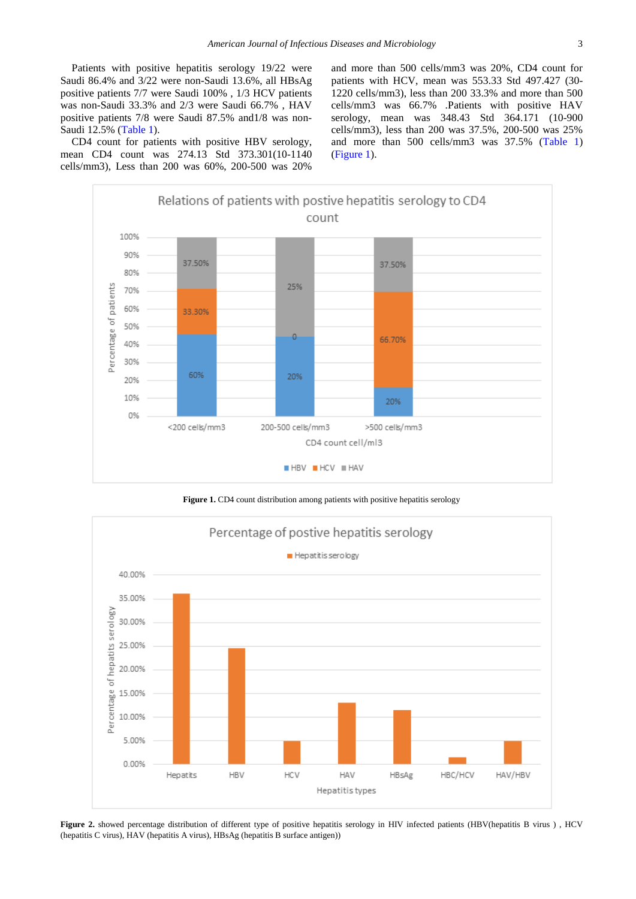Patients with positive hepatitis serology 19/22 were Saudi 86.4% and 3/22 were non-Saudi 13.6%, all HBsAg positive patients 7/7 were Saudi 100% , 1/3 HCV patients was non-Saudi 33.3% and 2/3 were Saudi 66.7% , HAV positive patients 7/8 were Saudi 87.5% and1/8 was non-Saudi 12.5% (Table 1).

CD4 count for patients with positive HBV serology, mean CD4 count was 274.13 Std 373.301(10-1140 cells/mm3), Less than 200 was 60%, 200-500 was 20% and more than 500 cells/mm3 was 20%, CD4 count for patients with HCV, mean was 553.33 Std 497.427 (30-1220 cells/mm3), less than 200 33.3% and more than 500 cells/mm3 was 66.7% .Patients with positive HAV serology, mean was 348.43 Std 364.171 (10-900 cells/mm3), less than 200 was 37.5%, 200-500 was 25% and more than 500 cells/mm3 was 37.5% (Table 1) (Figure 1).

**Figure 1.** CD4 count distribution among patients with positive hepatitis serology

**Figure 2.** showed percentage distribution of different type of positive hepatitis serology in HIV infected patients (HBV(hepatitis B virus ) , HCV (hepatitis C virus), HAV (hepatitis A virus), HBsAg (hepatitis B surface antigen))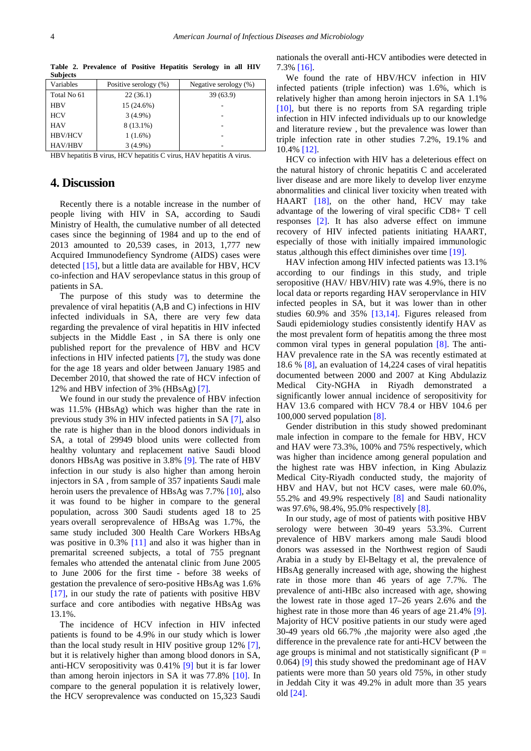**Table 2. Prevalence of Positive Hepatitis Serology in all HIV Subjects**

| Variables | Positive serology (%) | Negative serology (%) |
|---|---|---|
| Total No 61 | 22 (36.1) | 39 (63.9) |
| HBV | 15 (24.6%) | - |
| HCV | 3 (4.9%) | - |
| HAV | 8 (13.1%) | - |
| HBV/HCV | 1 (1.6%) | - |
| HAV/HBV | 3 (4.9%) | - |

HBV hepatitis B virus, HCV hepatitis C virus, HAV hepatitis A virus.

## 4. Discussion

Recently there is a notable increase in the number of people living with HIV in SA, according to Saudi Ministry of Health, the cumulative number of all detected cases since the beginning of 1984 and up to the end of 2013 amounted to 20,539 cases, in 2013, 1,777 new Acquired Immunodefiency Syndrome (AIDS) cases were detected [15], but a little data are available for HBV, HCV co-infection and HAV seropevlance status in this group of patients in SA.

The purpose of this study was to determine the prevalence of viral hepatitis (A,B and C) infections in HIV infected individuals in SA, there are very few data regarding the prevalence of viral hepatitis in HIV infected subjects in the Middle East , in SA there is only one published report for the prevalence of HBV and HCV infections in HIV infected patients [7], the study was done for the age 18 years and older between January 1985 and December 2010, that showed the rate of HCV infection of 12% and HBV infection of 3% (HBsAg) [7].

We found in our study the prevalence of HBV infection was 11.5% (HBsAg) which was higher than the rate in previous study 3% in HIV infected patients in SA [7], also the rate is higher than in the blood donors individuals in SA, a total of 29949 blood units were collected from healthy voluntary and replacement native Saudi blood donors HBsAg was positive in 3.8% [9]. The rate of HBV infection in our study is also higher than among heroin injectors in SA , from sample of 357 inpatients Saudi male heroin users the prevalence of HBsAg was 7.7% [10], also it was found to be higher in compare to the general population, across 300 Saudi students aged 18 to 25 years overall seroprevalence of HBsAg was 1.7%, the same study included 300 Health Care Workers HBsAg was positive in 0.3% [11] and also it was higher than in premarital screened subjects, a total of 755 pregnant females who attended the antenatal clinic from June 2005 to June 2006 for the first time - before 38 weeks of gestation the prevalence of sero-positive HBsAg was 1.6% [17], in our study the rate of patients with positive HBV surface and core antibodies with negative HBsAg was 13.1%.

The incidence of HCV infection in HIV infected patients is found to be 4.9% in our study which is lower than the local study result in HIV positive group 12% [7], but it is relatively higher than among blood donors in SA, anti-HCV seropositivity was 0.41% [9] but it is far lower than among heroin injectors in SA it was 77.8% [10]. In compare to the general population it is relatively lower, the HCV seroprevalence was conducted on 15,323 Saudi nationals the overall anti-HCV antibodies were detected in 7.3% [16].

We found the rate of HBV/HCV infection in HIV infected patients (triple infection) was 1.6%, which is relatively higher than among heroin injectors in SA 1.1% [10], but there is no reports from SA regarding triple infection in HIV infected individuals up to our knowledge and literature review , but the prevalence was lower than triple infection rate in other studies 7.2%, 19.1% and 10.4% [12].

HCV co infection with HIV has a deleterious effect on the natural history of chronic hepatitis C and accelerated liver disease and are more likely to develop liver enzyme abnormalities and clinical liver toxicity when treated with HAART [18], on the other hand, HCV may take advantage of the lowering of viral specific CD8+ T cell responses [2]. It has also adverse effect on immune recovery of HIV infected patients initiating HAART, especially of those with initially impaired immunologic status ,although this effect diminishes over time [19].

HAV infection among HIV infected patients was 13.1% according to our findings in this study, and triple seropositive (HAV/ HBV/HIV) rate was 4.9%, there is no local data or reports regarding HAV seropervlance in HIV infected peoples in SA, but it was lower than in other studies 60.9% and 35% [13,14]. Figures released from Saudi epidemiology studies consistently identify HAV as the most prevalent form of hepatitis among the three most common viral types in general population [8]. The anti-HAV prevalence rate in the SA was recently estimated at 18.6 % [8], an evaluation of 14,224 cases of viral hepatitis documented between 2000 and 2007 at King Abdulaziz Medical City-NGHA in Riyadh demonstrated a significantly lower annual incidence of seropositivity for HAV 13.6 compared with HCV 78.4 or HBV 104.6 per 100,000 served population [8].

Gender distribution in this study showed predominant male infection in compare to the female for HBV, HCV and HAV were 73.3%, 100% and 75% respectively, which was higher than incidence among general population and the highest rate was HBV infection, in King Abulaziz Medical City-Riyadh conducted study, the majority of HBV and HAV, but not HCV cases, were male 60.0%, 55.2% and 49.9% respectively [8] and Saudi nationality was 97.6%, 98.4%, 95.0% respectively [8].

In our study, age of most of patients with positive HBV serology were between 30-49 years 53.3%. Current prevalence of HBV markers among male Saudi blood donors was assessed in the Northwest region of Saudi Arabia in a study by El-Beltagy et al, the prevalence of HBsAg generally increased with age, showing the highest rate in those more than 46 years of age 7.7%. The prevalence of anti-HBc also increased with age, showing the lowest rate in those aged 17–26 years 2.6% and the highest rate in those more than 46 years of age 21.4% [9]. Majority of HCV positive patients in our study were aged 30-49 years old 66.7% ,the majority were also aged ,the difference in the prevalence rate for anti-HCV between the age groups is minimal and not statistically significant ($P = 0.064$) [9] this study showed the predominant age of HAV patients were more than 50 years old 75%, in other study in Jeddah City it was 49.2% in adult more than 35 years old [24].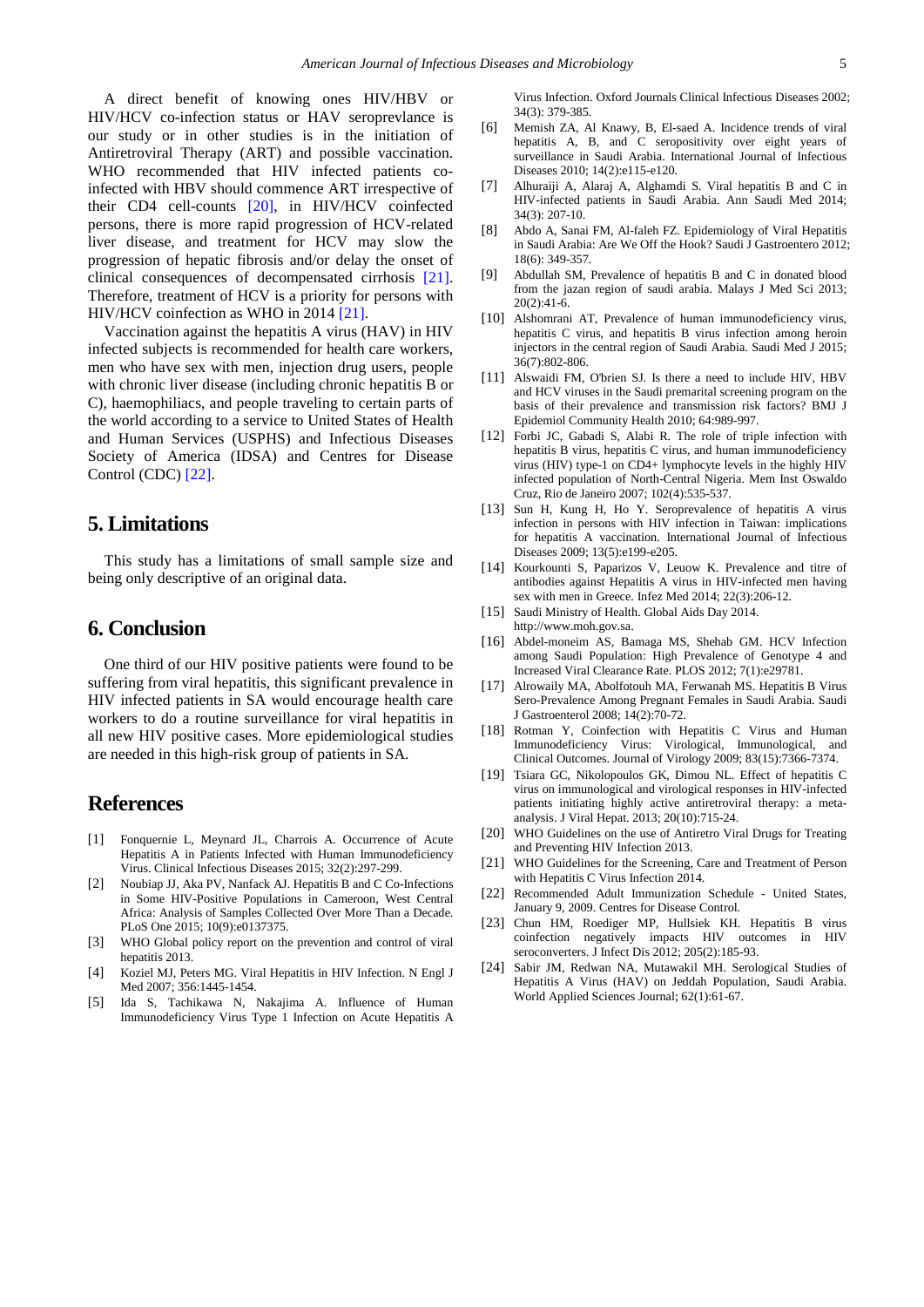A direct benefit of knowing ones HIV/HBV or HIV/HCV co-infection status or HAV seroprevlance is our study or in other studies is in the initiation of Antiretroviral Therapy (ART) and possible vaccination. WHO recommended that HIV infected patients co-infected with HBV should commence ART irrespective of their CD4 cell-counts [20], in HIV/HCV coinfected persons, there is more rapid progression of HCV-related liver disease, and treatment for HCV may slow the progression of hepatic fibrosis and/or delay the onset of clinical consequences of decompensated cirrhosis [21]. Therefore, treatment of HCV is a priority for persons with HIV/HCV coinfection as WHO in 2014 [21].

Vaccination against the hepatitis A virus (HAV) in HIV infected subjects is recommended for health care workers, men who have sex with men, injection drug users, people with chronic liver disease (including chronic hepatitis B or C), haemophiliacs, and people traveling to certain parts of the world according to a service to United States of Health and Human Services (USPHS) and Infectious Diseases Society of America (IDSA) and Centres for Disease Control (CDC) [22].

## 5. Limitations

This study has a limitations of small sample size and being only descriptive of an original data.

## 6. Conclusion

One third of our HIV positive patients were found to be suffering from viral hepatitis, this significant prevalence in HIV infected patients in SA would encourage health care workers to do a routine surveillance for viral hepatitis in all new HIV positive cases. More epidemiological studies are needed in this high-risk group of patients in SA.

## References

[1] Fonquernie L, Meynard JL, Charrois A. Occurrence of Acute Hepatitis A in Patients Infected with Human Immunodeficiency Virus. Clinical Infectious Diseases 2015; 32(2):297-299.

[2] Noubiap JJ, Aka PV, Nanfack AJ. Hepatitis B and C Co-Infections in Some HIV-Positive Populations in Cameroon, West Central Africa: Analysis of Samples Collected Over More Than a Decade. PLoS One 2015; 10(9):e0137375.

[3] WHO Global policy report on the prevention and control of viral hepatitis 2013.

[4] Koziel MJ, Peters MG. Viral Hepatitis in HIV Infection. N Engl J Med 2007; 356:1445-1454.

[5] Ida S, Tachikawa N, Nakajima A. Influence of Human Immunodeficiency Virus Type 1 Infection on Acute Hepatitis A Virus Infection. Oxford Journals Clinical Infectious Diseases 2002; 34(3): 379-385.

[6] Memish ZA, Al Knawy, B, El-saed A. Incidence trends of viral hepatitis A, B, and C seropositivity over eight years of surveillance in Saudi Arabia. International Journal of Infectious Diseases 2010; 14(2):e115-e120.

[7] Alhuraiji A, Alaraj A, Alghamdi S. Viral hepatitis B and C in HIV-infected patients in Saudi Arabia. Ann Saudi Med 2014; 34(3): 207-10.

[8] Abdo A, Sanai FM, Al-faleh FZ. Epidemiology of Viral Hepatitis in Saudi Arabia: Are We Off the Hook? Saudi J Gastroentero 2012; 18(6): 349-357.

[9] Abdullah SM, Prevalence of hepatitis B and C in donated blood from the jazan region of saudi arabia. Malays J Med Sci 2013; 20(2):41-6.

[10] Alshomrani AT, Prevalence of human immunodeficiency virus, hepatitis C virus, and hepatitis B virus infection among heroin injectors in the central region of Saudi Arabia. Saudi Med J 2015; 36(7):802-806.

[11] Alswaidi FM, O'brien SJ. Is there a need to include HIV, HBV and HCV viruses in the Saudi premarital screening program on the basis of their prevalence and transmission risk factors? BMJ J Epidemiol Community Health 2010; 64:989-997.

[12] Forbi JC, Gabadi S, Alabi R. The role of triple infection with hepatitis B virus, hepatitis C virus, and human immunodeficiency virus (HIV) type-1 on CD4+ lymphocyte levels in the highly HIV infected population of North-Central Nigeria. Mem Inst Oswaldo Cruz, Rio de Janeiro 2007; 102(4):535-537.

[13] Sun H, Kung H, Ho Y. Seroprevalence of hepatitis A virus infection in persons with HIV infection in Taiwan: implications for hepatitis A vaccination. International Journal of Infectious Diseases 2009; 13(5):e199-e205.

[14] Kourkounti S, Paparizos V, Leuow K. Prevalence and titre of antibodies against Hepatitis A virus in HIV-infected men having sex with men in Greece. Infez Med 2014; 22(3):206-12.

[15] Saudi Ministry of Health. Global Aids Day 2014. http://www.moh.gov.sa.

[16] Abdel-moneim AS, Bamaga MS, Shehab GM. HCV Infection among Saudi Population: High Prevalence of Genotype 4 and Increased Viral Clearance Rate. PLOS 2012; 7(1):e29781.

[17] Alrowaily MA, Abolfotouh MA, Ferwanah MS. Hepatitis B Virus Sero-Prevalence Among Pregnant Females in Saudi Arabia. Saudi J Gastroenterol 2008; 14(2):70-72.

[18] Rotman Y, Coinfection with Hepatitis C Virus and Human Immunodeficiency Virus: Virological, Immunological, and Clinical Outcomes. Journal of Virology 2009; 83(15):7366-7374.

[19] Tsiara GC, Nikolopoulos GK, Dimou NL. Effect of hepatitis C virus on immunological and virological responses in HIV-infected patients initiating highly active antiretroviral therapy: a meta-analysis. J Viral Hepat. 2013; 20(10):715-24.

[20] WHO Guidelines on the use of Antiretro Viral Drugs for Treating and Preventing HIV Infection 2013.

[21] WHO Guidelines for the Screening, Care and Treatment of Person with Hepatitis C Virus Infection 2014.

[22] Recommended Adult Immunization Schedule - United States, January 9, 2009. Centres for Disease Control.

[23] Chun HM, Roediger MP, Hullsiek KH. Hepatitis B virus coinfection negatively impacts HIV outcomes in HIV seroconverters. J Infect Dis 2012; 205(2):185-93.

[24] Sabir JM, Redwan NA, Mutawakil MH. Serological Studies of Hepatitis A Virus (HAV) on Jeddah Population, Saudi Arabia. World Applied Sciences Journal; 62(1):61-67.